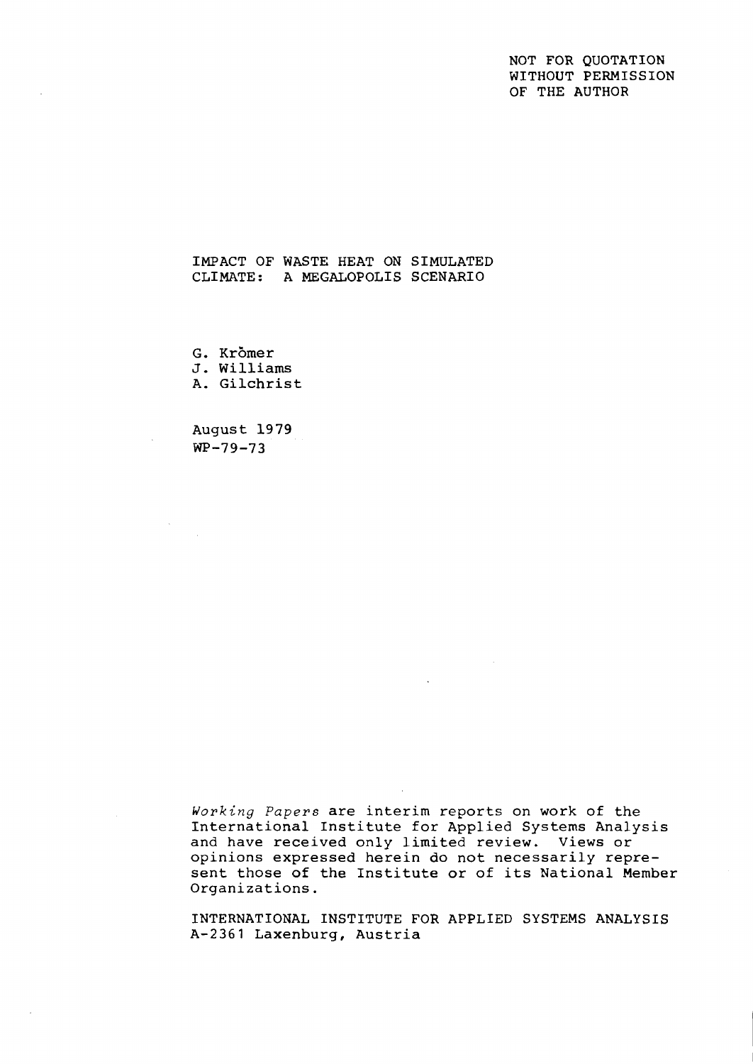NOT FOR QUOTATION
WITHOUT PERMISSION
OF THE AUTHOR

# IMPACT OF WASTE HEAT ON SIMULATED CLIMATE: A MEGALOPOLIS SCENARIO

G. Krömer
J. Williams
A. Gilchrist

August 1979
WP-79-73

*Working Papers* are interim reports on work of the International Institute for Applied Systems Analysis and have received only limited review. Views or opinions expressed herein do not necessarily represent those of the Institute or of its National Member Organizations.

INTERNATIONAL INSTITUTE FOR APPLIED SYSTEMS ANALYSIS
A-2361 Laxenburg, Austria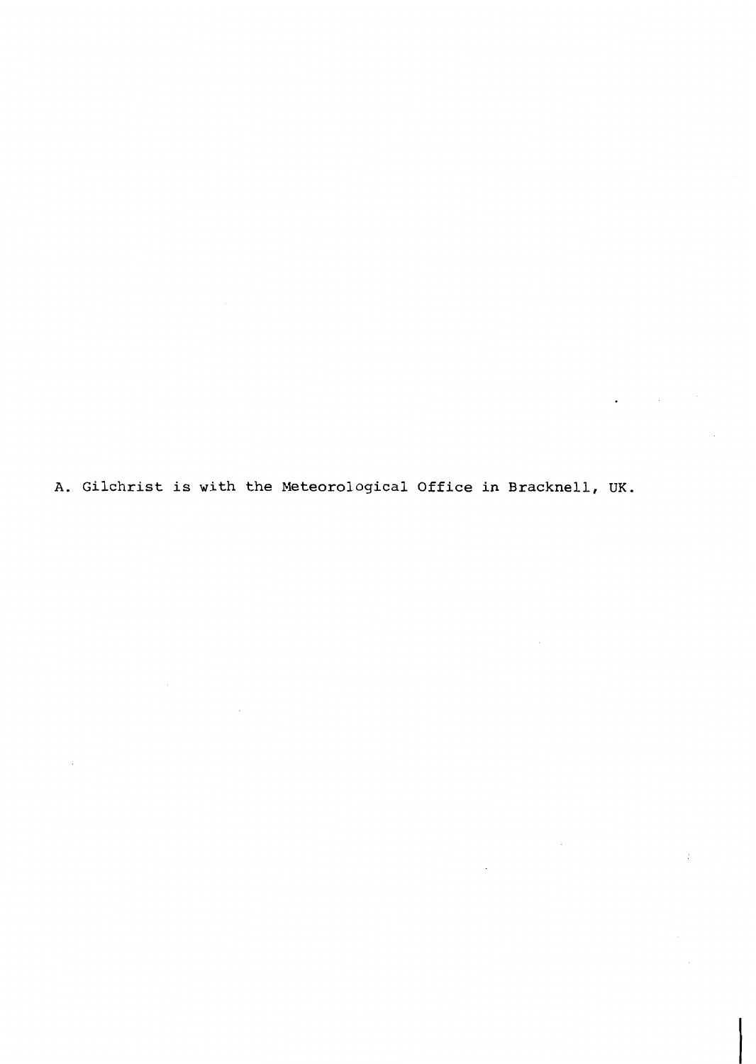A. Gilchrist is with the Meteorological Office in Bracknell, UK.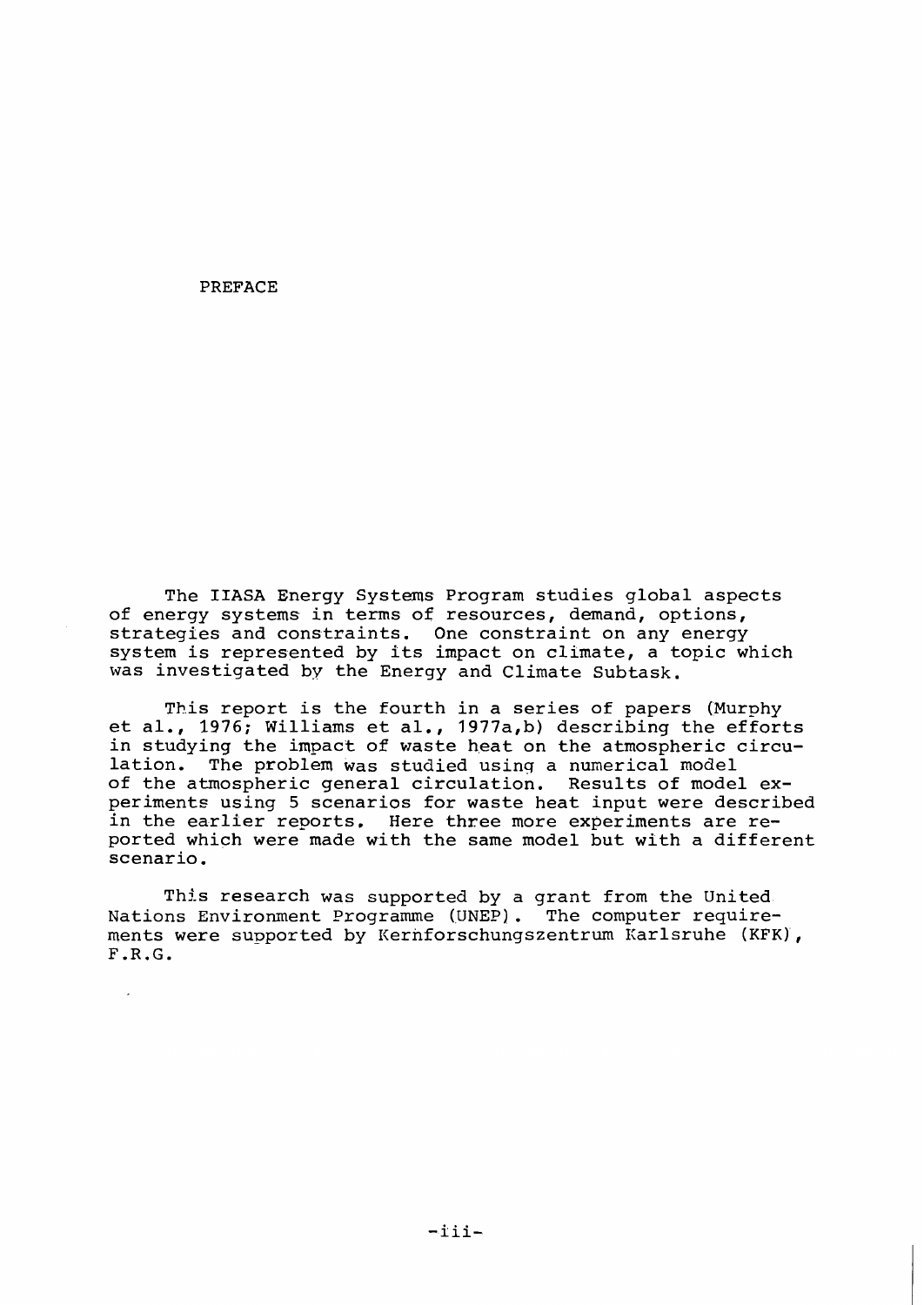# PREFACE

The IIASA Energy Systems Program studies global aspects of energy systems in terms of resources, demand, options, strategies and constraints. One constraint on any energy system is represented by its impact on climate, a topic which was investigated by the Energy and Climate Subtask.

This report is the fourth in a series of papers (Murphy et al., 1976; Williams et al., 1977a,b) describing the efforts in studying the impact of waste heat on the atmospheric circulation. The problem was studied using a numerical model of the atmospheric general circulation. Results of model experiments using 5 scenarios for waste heat input were described in the earlier reports. Here three more experiments are reported which were made with the same model but with a different scenario.

This research was supported by a grant from the United Nations Environment Programme (UNEP). The computer requirements were supported by Kernforschungszentrum Karlsruhe (KFK), F.R.G.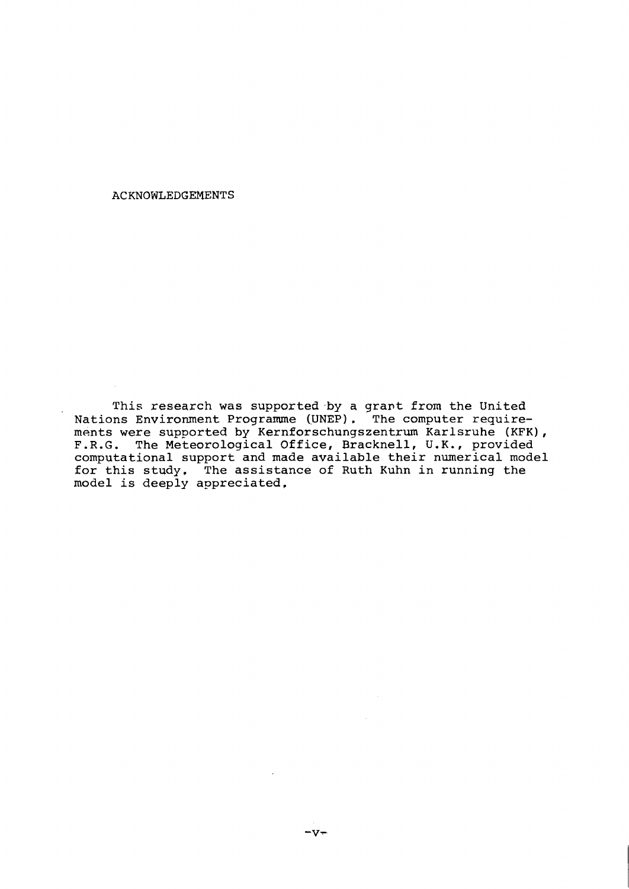# ACKNOWLEDGEMENTS

This research was supported by a grant from the United Nations Environment Programme (UNEP). The computer requirements were supported by Kernforschungszentrum Karlsruhe (KFK), F.R.G. The Meteorological Office, Bracknell, U.K., provided computational support and made available their numerical model for this study. The assistance of Ruth Kuhn in running the model is deeply appreciated.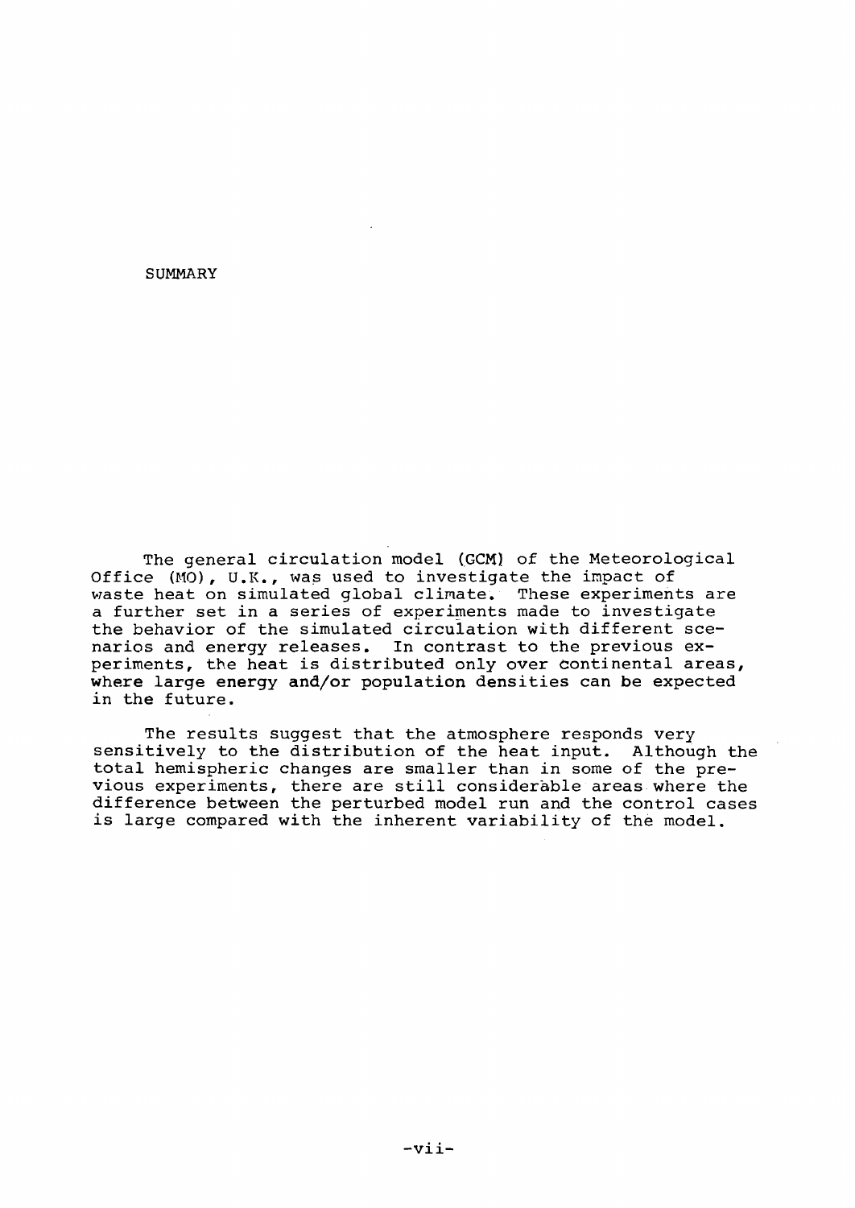# SUMMARY

The general circulation model (GCM) of the Meteorological Office (MO), U.K., was used to investigate the impact of waste heat on simulated global climate. These experiments are a further set in a series of experiments made to investigate the behavior of the simulated circulation with different scenarios and energy releases. In contrast to the previous experiments, the heat is distributed only over continental areas, where large energy and/or population densities can be expected in the future.

The results suggest that the atmosphere responds very sensitively to the distribution of the heat input. Although the total hemispheric changes are smaller than in some of the previous experiments, there are still considerable areas where the difference between the perturbed model run and the control cases is large compared with the inherent variability of the model.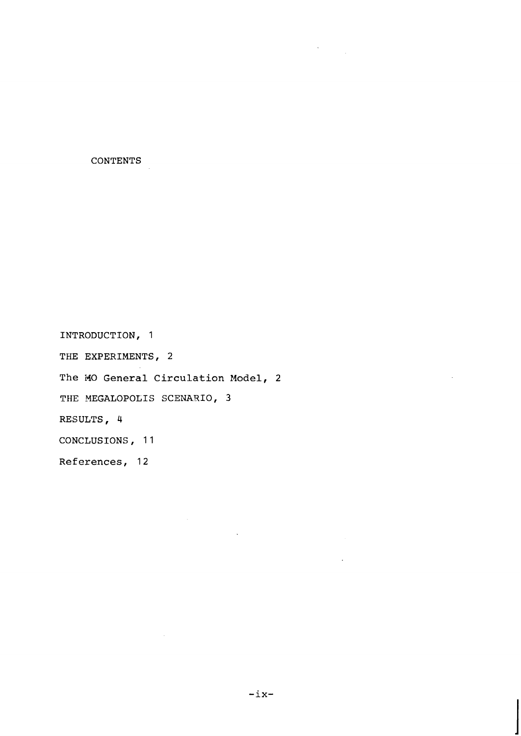# CONTENTS

INTRODUCTION, 1

THE EXPERIMENTS, 2

The MO General Circulation Model, 2

THE MEGALOPOLIS SCENARIO, 3

RESULTS, 4

CONCLUSIONS, 11

References, 12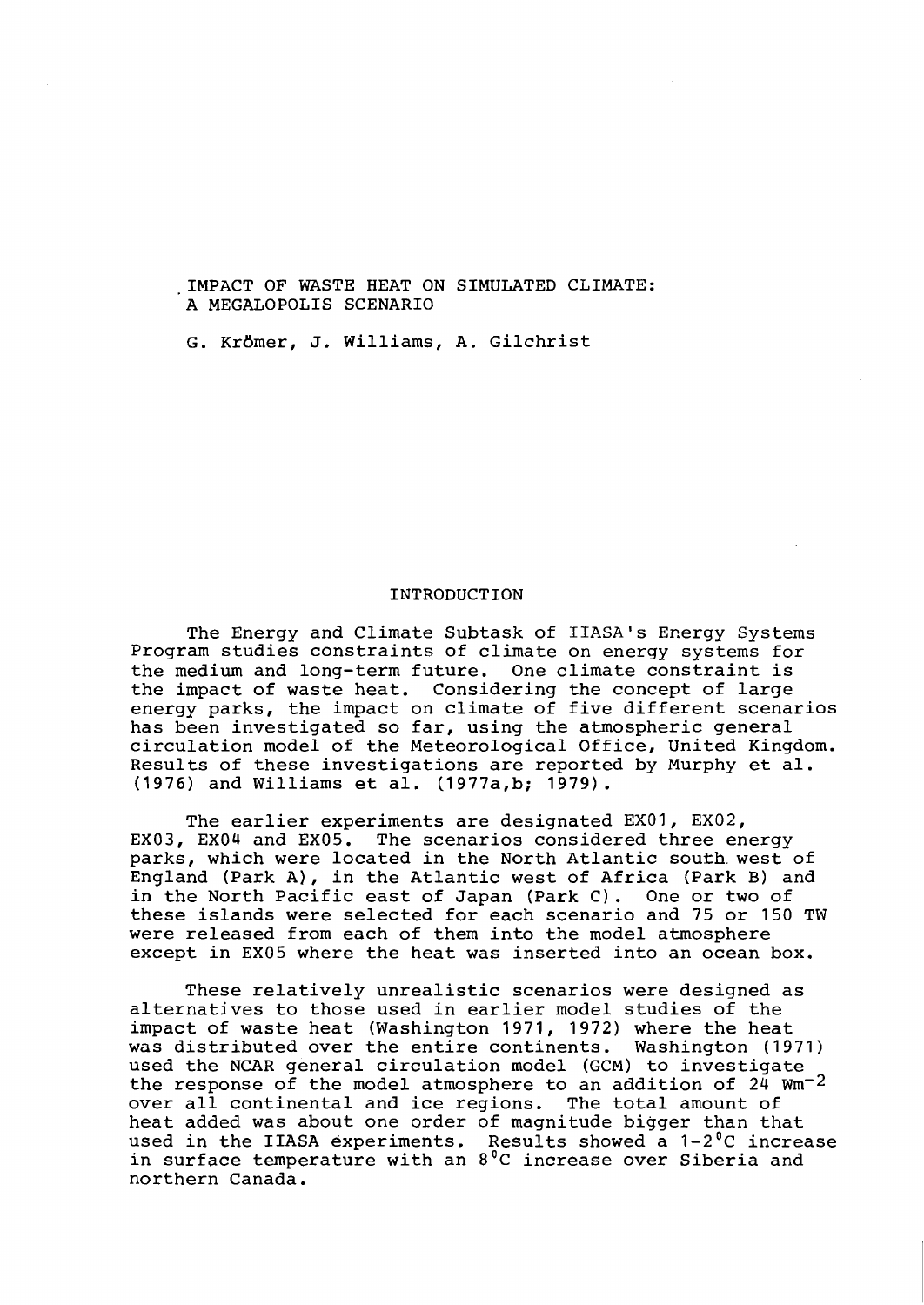# IMPACT OF WASTE HEAT ON SIMULATED CLIMATE: A MEGALOPOLIS SCENARIO

G. Krömer, J. Williams, A. Gilchrist

## INTRODUCTION

The Energy and Climate Subtask of IIASA's Energy Systems Program studies constraints of climate on energy systems for the medium and long-term future. One climate constraint is the impact of waste heat. Considering the concept of large energy parks, the impact on climate of five different scenarios has been investigated so far, using the atmospheric general circulation model of the Meteorological Office, United Kingdom. Results of these investigations are reported by Murphy et al. (1976) and Williams et al. (1977a,b; 1979).

The earlier experiments are designated EX01, EX02, EX03, EX04 and EX05. The scenarios considered three energy parks, which were located in the North Atlantic south west of England (Park A), in the Atlantic west of Africa (Park B) and in the North Pacific east of Japan (Park C). One or two of these islands were selected for each scenario and 75 or 150 TW were released from each of them into the model atmosphere except in EX05 where the heat was inserted into an ocean box.

These relatively unrealistic scenarios were designed as alternatives to those used in earlier model studies of the impact of waste heat (Washington 1971, 1972) where the heat was distributed over the entire continents. Washington (1971) used the NCAR general circulation model (GCM) to investigate the response of the model atmosphere to an addition of 24 $Wm^{-2}$ over all continental and ice regions. The total amount of heat added was about one order of magnitude bigger than that used in the IIASA experiments. Results showed a 1-2$^{0}$C increase in surface temperature with an 8$^{0}$C increase over Siberia and northern Canada.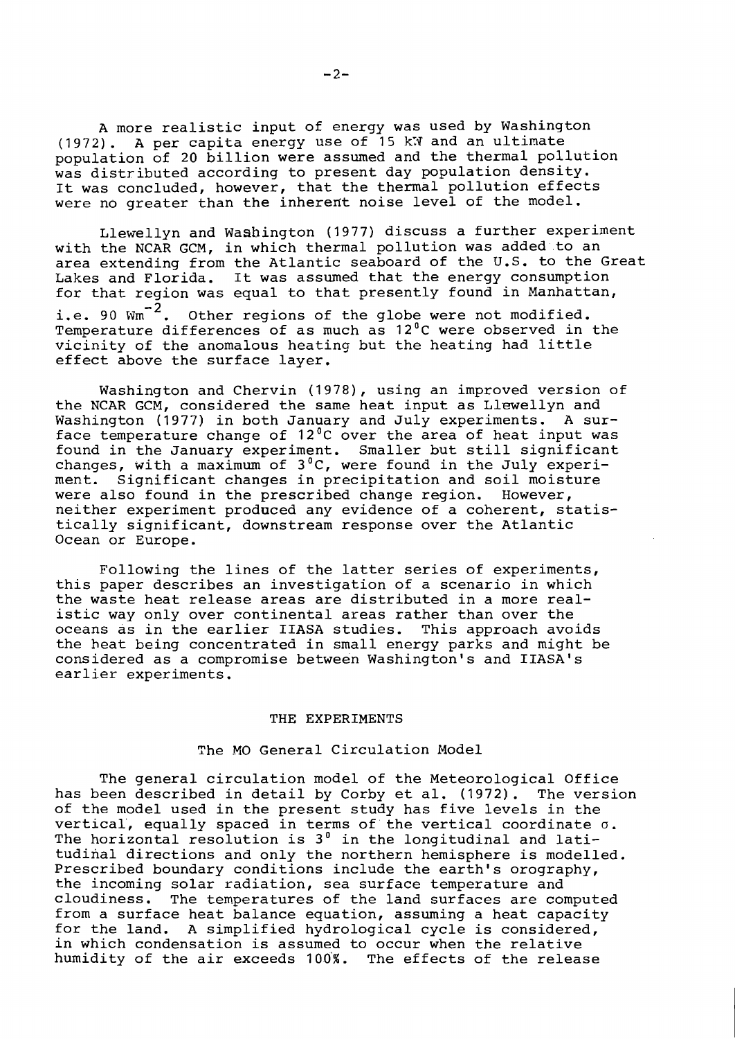A more realistic input of energy was used by Washington (1972). A per capita energy use of 15 kW and an ultimate population of 20 billion were assumed and the thermal pollution was distributed according to present day population density. It was concluded, however, that the thermal pollution effects were no greater than the inherent noise level of the model.

Llewellyn and Washington (1977) discuss a further experiment with the NCAR GCM, in which thermal pollution was added to an area extending from the Atlantic seaboard of the U.S. to the Great Lakes and Florida. It was assumed that the energy consumption for that region was equal to that presently found in Manhattan, i.e. 90 $Wm^{-2}$. Other regions of the globe were not modified. Temperature differences of as much as 12°C were observed in the vicinity of the anomalous heating but the heating had little effect above the surface layer.

Washington and Chervin (1978), using an improved version of the NCAR GCM, considered the same heat input as Llewellyn and Washington (1977) in both January and July experiments. A surface temperature change of 12°C over the area of heat input was found in the January experiment. Smaller but still significant changes, with a maximum of 3°C, were found in the July experiment. Significant changes in precipitation and soil moisture were also found in the prescribed change region. However, neither experiment produced any evidence of a coherent, statistically significant, downstream response over the Atlantic Ocean or Europe.

Following the lines of the latter series of experiments, this paper describes an investigation of a scenario in which the waste heat release areas are distributed in a more realistic way only over continental areas rather than over the oceans as in the earlier IIASA studies. This approach avoids the heat being concentrated in small energy parks and might be considered as a compromise between Washington's and IIASA's earlier experiments.

## THE EXPERIMENTS

### The MO General Circulation Model

The general circulation model of the Meteorological Office has been described in detail by Corby et al. (1972). The version of the model used in the present study has five levels in the vertical, equally spaced in terms of the vertical coordinate $\sigma$. The horizontal resolution is 3° in the longitudinal and latitudinal directions and only the northern hemisphere is modelled. Prescribed boundary conditions include the earth's orography, the incoming solar radiation, sea surface temperature and cloudiness. The temperatures of the land surfaces are computed from a surface heat balance equation, assuming a heat capacity for the land. A simplified hydrological cycle is considered, in which condensation is assumed to occur when the relative humidity of the air exceeds 100%. The effects of the release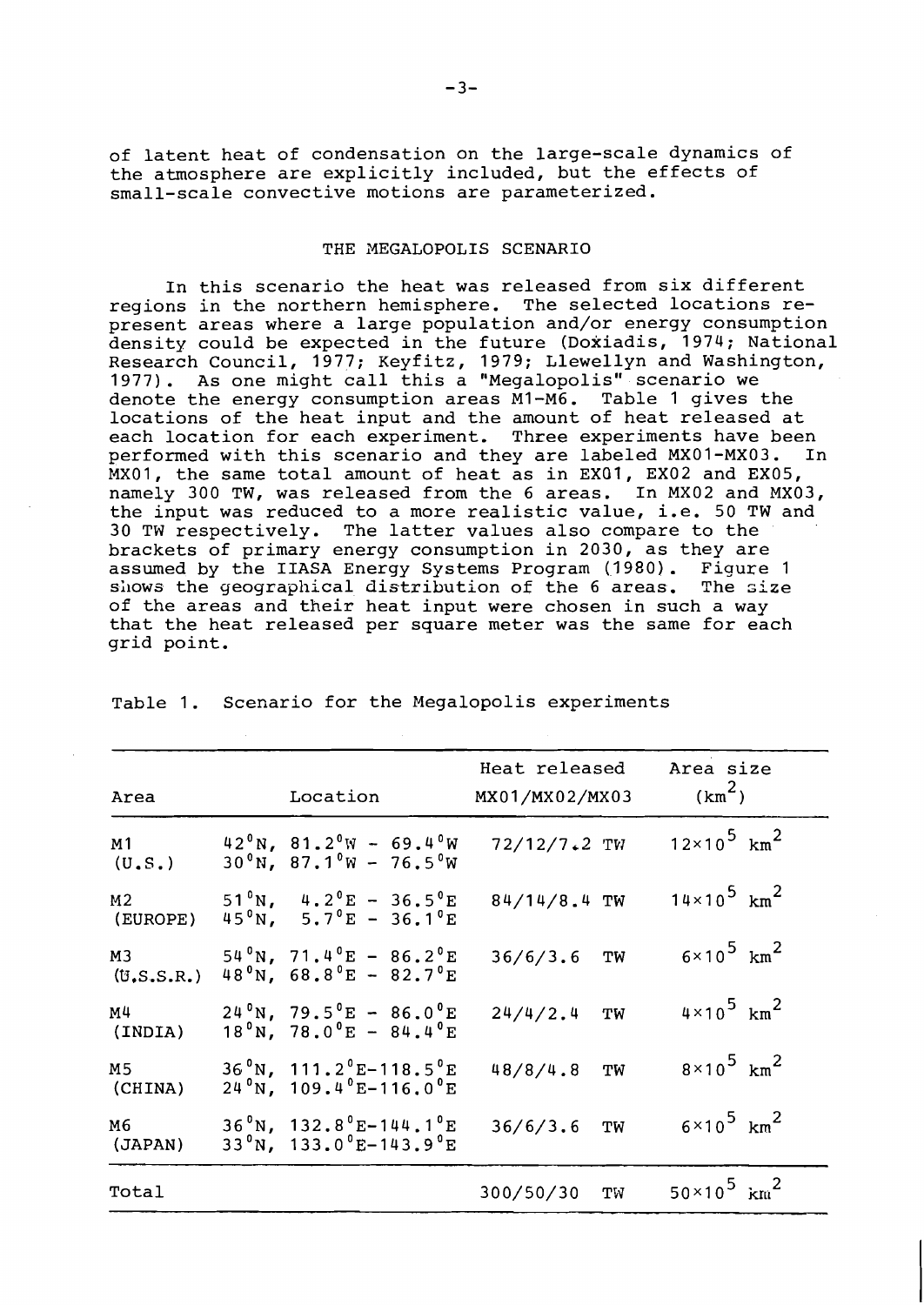of latent heat of condensation on the large-scale dynamics of the atmosphere are explicitly included, but the effects of small-scale convective motions are parameterized.

## THE MEGALOPOLIS SCENARIO

In this scenario the heat was released from six different regions in the northern hemisphere. The selected locations represent areas where a large population and/or energy consumption density could be expected in the future (Doxiadis, 1974; National Research Council, 1977; Keyfitz, 1979; Llewellyn and Washington, 1977). As one might call this a "Megalopolis" scenario we denote the energy consumption areas M1-M6. Table 1 gives the locations of the heat input and the amount of heat released at each location for each experiment. Three experiments have been performed with this scenario and they are labeled MX01-MX03. In MX01, the same total amount of heat as in EX01, EX02 and EX05, namely 300 TW, was released from the 6 areas. In MX02 and MX03, the input was reduced to a more realistic value, i.e. 50 TW and 30 TW respectively. The latter values also compare to the brackets of primary energy consumption in 2030, as they are assumed by the IIASA Energy Systems Program (1980). Figure 1 shows the geographical distribution of the 6 areas. The size of the areas and their heat input were chosen in such a way that the heat released per square meter was the same for each grid point.

Table 1. Scenario for the Megalopolis experiments

| Area | Location | Heat released MX01/MX02/MX03 | Area size (km$^2$) |
|---|---|---|---|
| M1 (U.S.) | 42°N, 81.2°W – 69.4°W<br>30°N, 87.1°W – 76.5°W | 72/12/7.2 TW | $12\times10^5$ km$^2$ |
| M2 (EUROPE) | 51°N, 4.2°E – 36.5°E<br>45°N, 5.7°E – 36.1°E | 84/14/8.4 TW | $14\times10^5$ km$^2$ |
| M3 (U.S.S.R.) | 54°N, 71.4°E – 86.2°E<br>48°N, 68.8°E – 82.7°E | 36/6/3.6 TW | $6\times10^5$ km$^2$ |
| M4 (INDIA) | 24°N, 79.5°E – 86.0°E<br>18°N, 78.0°E – 84.4°E | 24/4/2.4 TW | $4\times10^5$ km$^2$ |
| M5 (CHINA) | 36°N, 111.2°E–118.5°E<br>24°N, 109.4°E–116.0°E | 48/8/4.8 TW | $8\times10^5$ km$^2$ |
| M6 (JAPAN) | 36°N, 132.8°E–144.1°E<br>33°N, 133.0°E–143.9°E | 36/6/3.6 TW | $6\times10^5$ km$^2$ |
| Total | | 300/50/30 TW | $50\times10^5$ km$^2$ |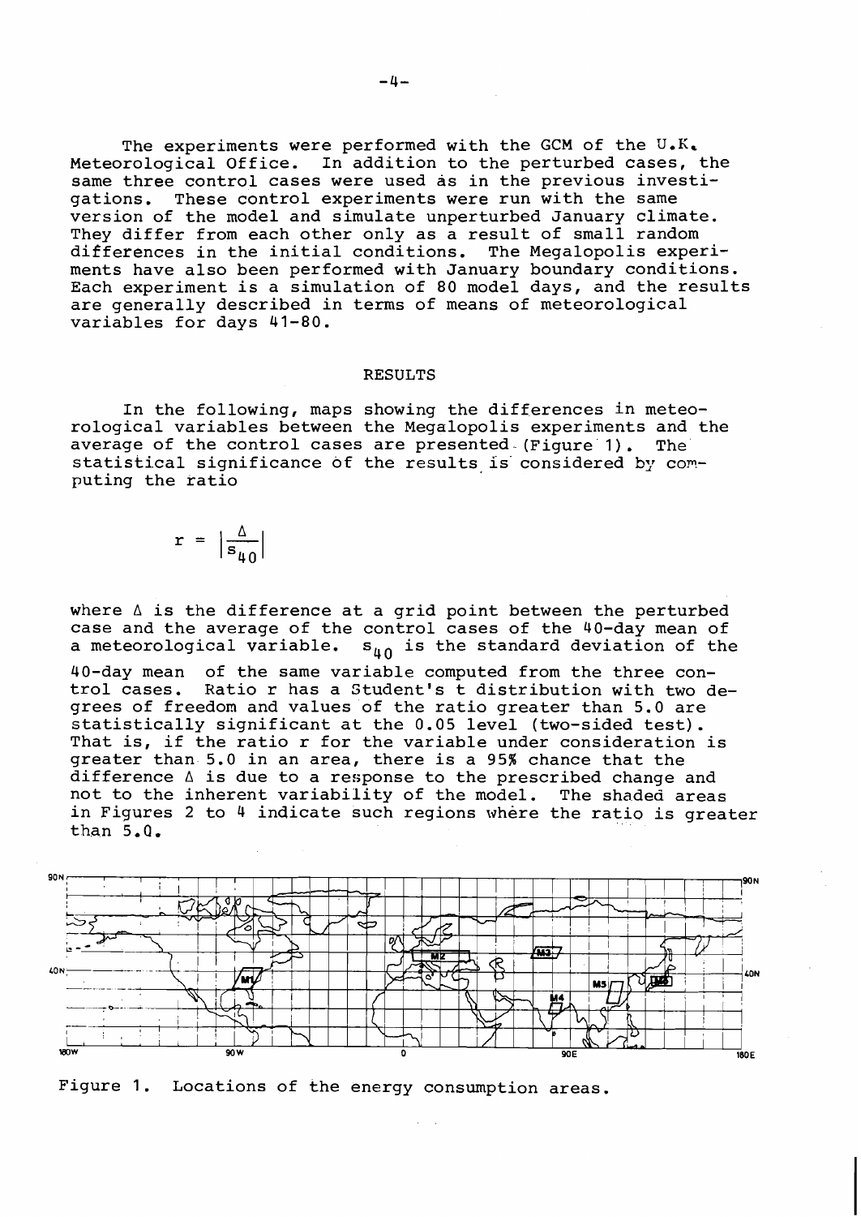The experiments were performed with the GCM of the U.K. Meteorological Office. In addition to the perturbed cases, the same three control cases were used as in the previous investigations. These control experiments were run with the same version of the model and simulate unperturbed January climate. They differ from each other only as a result of small random differences in the initial conditions. The Megalopolis experiments have also been performed with January boundary conditions. Each experiment is a simulation of 80 model days, and the results are generally described in terms of means of meteorological variables for days 41-80.

## RESULTS

In the following, maps showing the differences in meteorological variables between the Megalopolis experiments and the average of the control cases are presented (Figure 1). The statistical significance of the results is considered by computing the ratio

$$r = \left|\frac{\Delta}{s_{40}}\right|$$

where $\Delta$ is the difference at a grid point between the perturbed case and the average of the control cases of the 40-day mean of a meteorological variable. $s_{40}$ is the standard deviation of the 40-day mean of the same variable computed from the three control cases. Ratio r has a Student's t distribution with two degrees of freedom and values of the ratio greater than 5.0 are statistically significant at the 0.05 level (two-sided test). That is, if the ratio r for the variable under consideration is greater than 5.0 in an area, there is a 95% chance that the difference $\Delta$ is due to a response to the prescribed change and not to the inherent variability of the model. The shaded areas in Figures 2 to 4 indicate such regions where the ratio is greater than 5.0.

Figure 1. Locations of the energy consumption areas.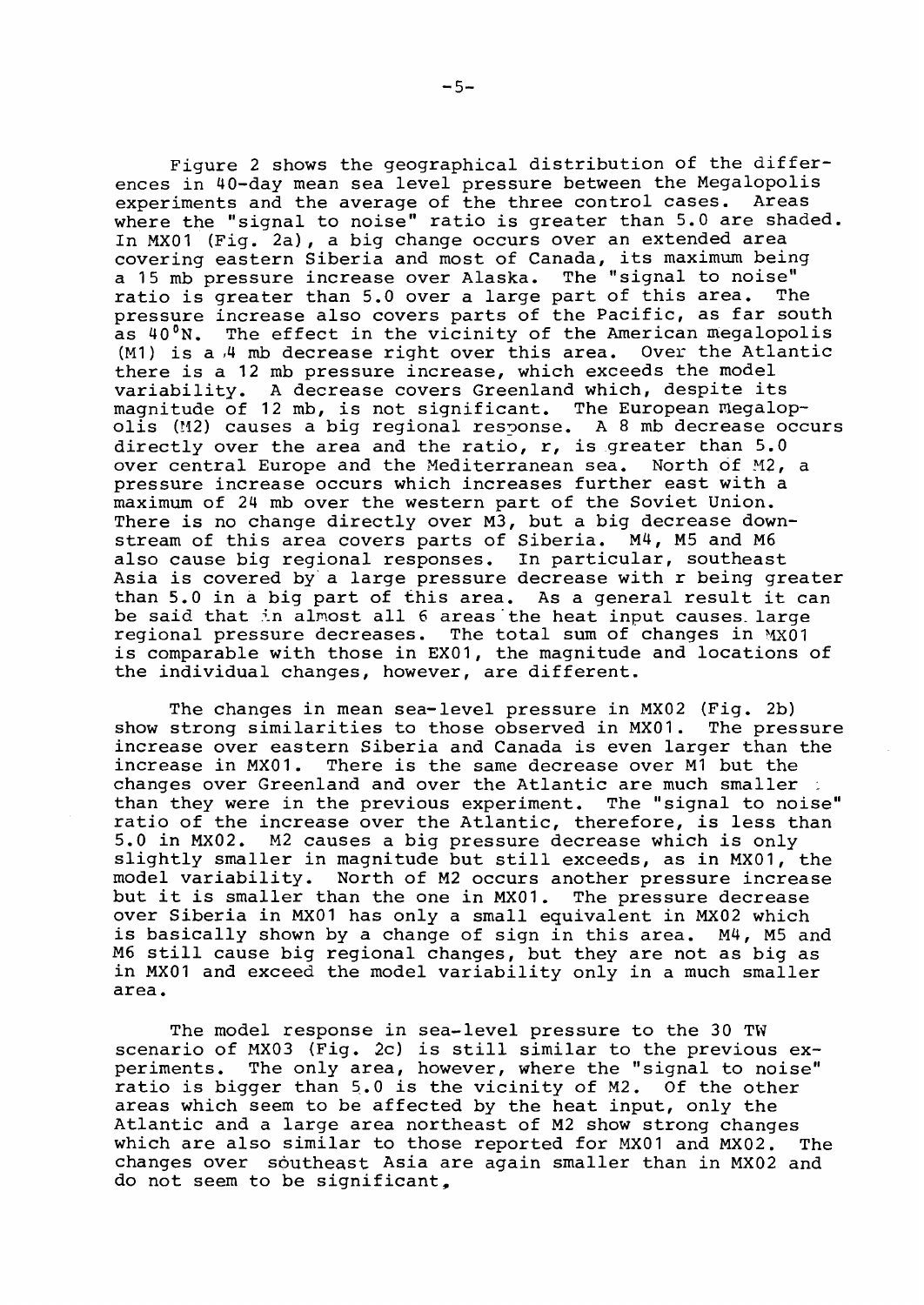Figure 2 shows the geographical distribution of the differences in 40-day mean sea level pressure between the Megalopolis experiments and the average of the three control cases. Areas where the "signal to noise" ratio is greater than 5.0 are shaded. In MX01 (Fig. 2a), a big change occurs over an extended area covering eastern Siberia and most of Canada, its maximum being a 15 mb pressure increase over Alaska. The "signal to noise" ratio is greater than 5.0 over a large part of this area. The pressure increase also covers parts of the Pacific, as far south as 40°N. The effect in the vicinity of the American megalopolis (M1) is a 4 mb decrease right over this area. Over the Atlantic there is a 12 mb pressure increase, which exceeds the model variability. A decrease covers Greenland which, despite its magnitude of 12 mb, is not significant. The European megalopolis (M2) causes a big regional response. A 8 mb decrease occurs directly over the area and the ratio, r, is greater than 5.0 over central Europe and the Mediterranean sea. North of M2, a pressure increase occurs which increases further east with a maximum of 24 mb over the western part of the Soviet Union. There is no change directly over M3, but a big decrease downstream of this area covers parts of Siberia. M4, M5 and M6 also cause big regional responses. In particular, southeast Asia is covered by a large pressure decrease with r being greater than 5.0 in a big part of this area. As a general result it can be said that in almost all 6 areas the heat input causes large regional pressure decreases. The total sum of changes in MX01 is comparable with those in EX01, the magnitude and locations of the individual changes, however, are different.

The changes in mean sea-level pressure in MX02 (Fig. 2b) show strong similarities to those observed in MX01. The pressure increase over eastern Siberia and Canada is even larger than the increase in MX01. There is the same decrease over M1 but the changes over Greenland and over the Atlantic are much smaller than they were in the previous experiment. The "signal to noise" ratio of the increase over the Atlantic, therefore, is less than 5.0 in MX02. M2 causes a big pressure decrease which is only slightly smaller in magnitude but still exceeds, as in MX01, the model variability. North of M2 occurs another pressure increase but it is smaller than the one in MX01. The pressure decrease over Siberia in MX01 has only a small equivalent in MX02 which is basically shown by a change of sign in this area. M4, M5 and M6 still cause big regional changes, but they are not as big as in MX01 and exceed the model variability only in a much smaller area.

The model response in sea-level pressure to the 30 TW scenario of MX03 (Fig. 2c) is still similar to the previous experiments. The only area, however, where the "signal to noise" ratio is bigger than 5.0 is the vicinity of M2. Of the other areas which seem to be affected by the heat input, only the Atlantic and a large area northeast of M2 show strong changes which are also similar to those reported for MX01 and MX02. The changes over southeast Asia are again smaller than in MX02 and do not seem to be significant.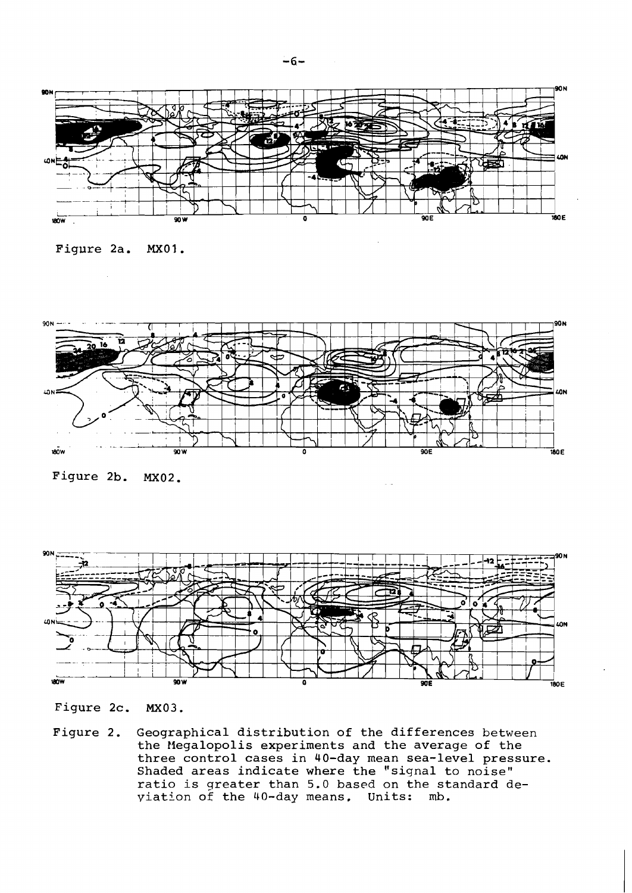Figure 2a. MX01.

Figure 2b. MX02.

Figure 2c. MX03.

Figure 2. Geographical distribution of the differences between the Megalopolis experiments and the average of the three control cases in 40-day mean sea-level pressure. Shaded areas indicate where the "signal to noise" ratio is greater than 5.0 based on the standard deviation of the 40-day means. Units: mb.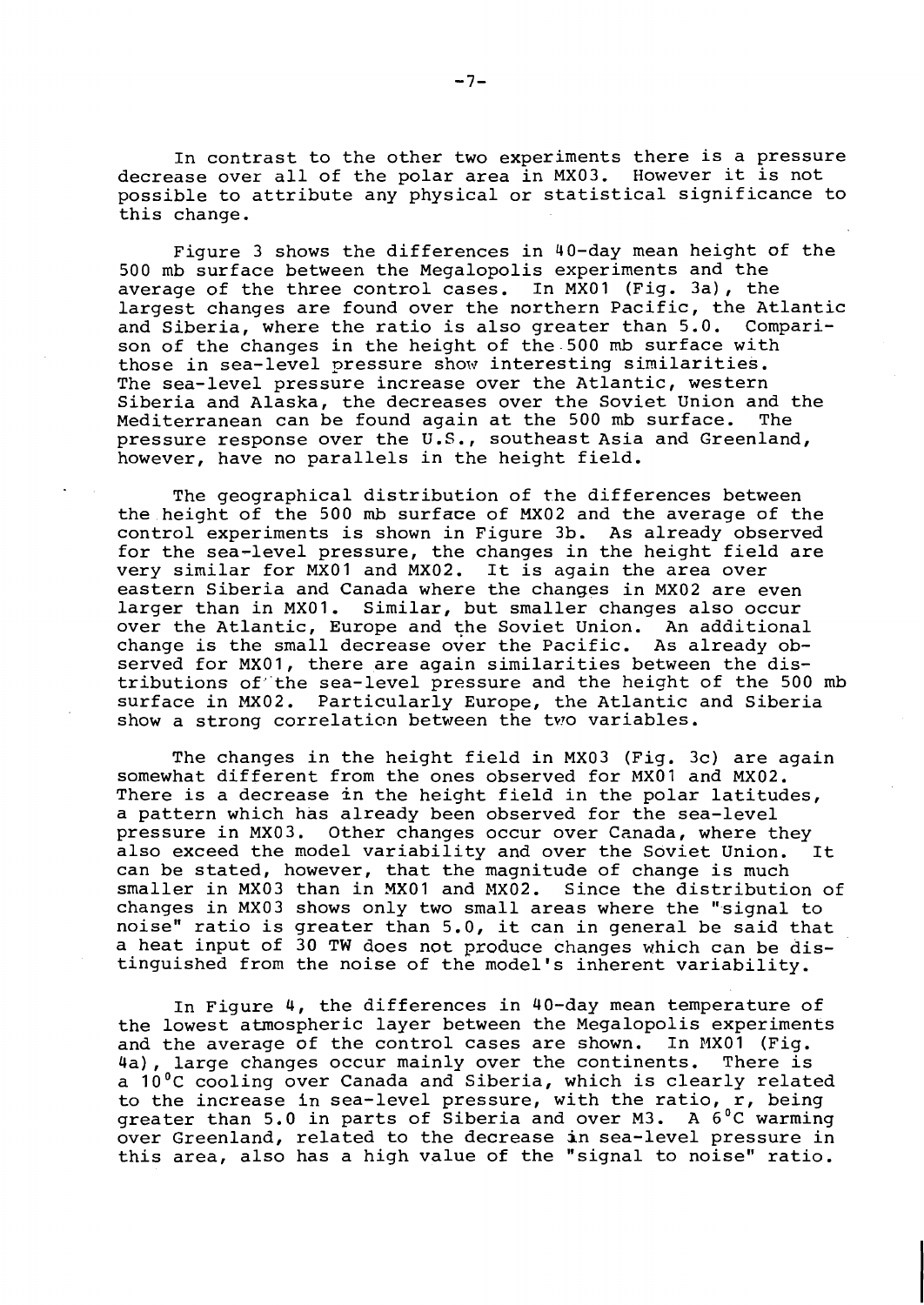In contrast to the other two experiments there is a pressure decrease over all of the polar area in MX03. However it is not possible to attribute any physical or statistical significance to this change.

Figure 3 shows the differences in 40-day mean height of the 500 mb surface between the Megalopolis experiments and the average of the three control cases. In MX01 (Fig. 3a), the largest changes are found over the northern Pacific, the Atlantic and Siberia, where the ratio is also greater than 5.0. Comparison of the changes in the height of the 500 mb surface with those in sea-level pressure show interesting similarities. The sea-level pressure increase over the Atlantic, western Siberia and Alaska, the decreases over the Soviet Union and the Mediterranean can be found again at the 500 mb surface. The pressure response over the U.S., southeast Asia and Greenland, however, have no parallels in the height field.

The geographical distribution of the differences between the height of the 500 mb surface of MX02 and the average of the control experiments is shown in Figure 3b. As already observed for the sea-level pressure, the changes in the height field are very similar for MX01 and MX02. It is again the area over eastern Siberia and Canada where the changes in MX02 are even larger than in MX01. Similar, but smaller changes also occur over the Atlantic, Europe and the Soviet Union. An additional change is the small decrease over the Pacific. As already observed for MX01, there are again similarities between the distributions of the sea-level pressure and the height of the 500 mb surface in MX02. Particularly Europe, the Atlantic and Siberia show a strong correlation between the two variables.

The changes in the height field in MX03 (Fig. 3c) are again somewhat different from the ones observed for MX01 and MX02. There is a decrease in the height field in the polar latitudes, a pattern which has already been observed for the sea-level pressure in MX03. Other changes occur over Canada, where they also exceed the model variability and over the Soviet Union. It can be stated, however, that the magnitude of change is much smaller in MX03 than in MX01 and MX02. Since the distribution of changes in MX03 shows only two small areas where the "signal to noise" ratio is greater than 5.0, it can in general be said that a heat input of 30 TW does not produce changes which can be distinguished from the noise of the model's inherent variability.

In Figure 4, the differences in 40-day mean temperature of the lowest atmospheric layer between the Megalopolis experiments and the average of the control cases are shown. In MX01 (Fig. 4a), large changes occur mainly over the continents. There is a 10°C cooling over Canada and Siberia, which is clearly related to the increase in sea-level pressure, with the ratio, r, being greater than 5.0 in parts of Siberia and over M3. A 6°C warming over Greenland, related to the decrease in sea-level pressure in this area, also has a high value of the "signal to noise" ratio.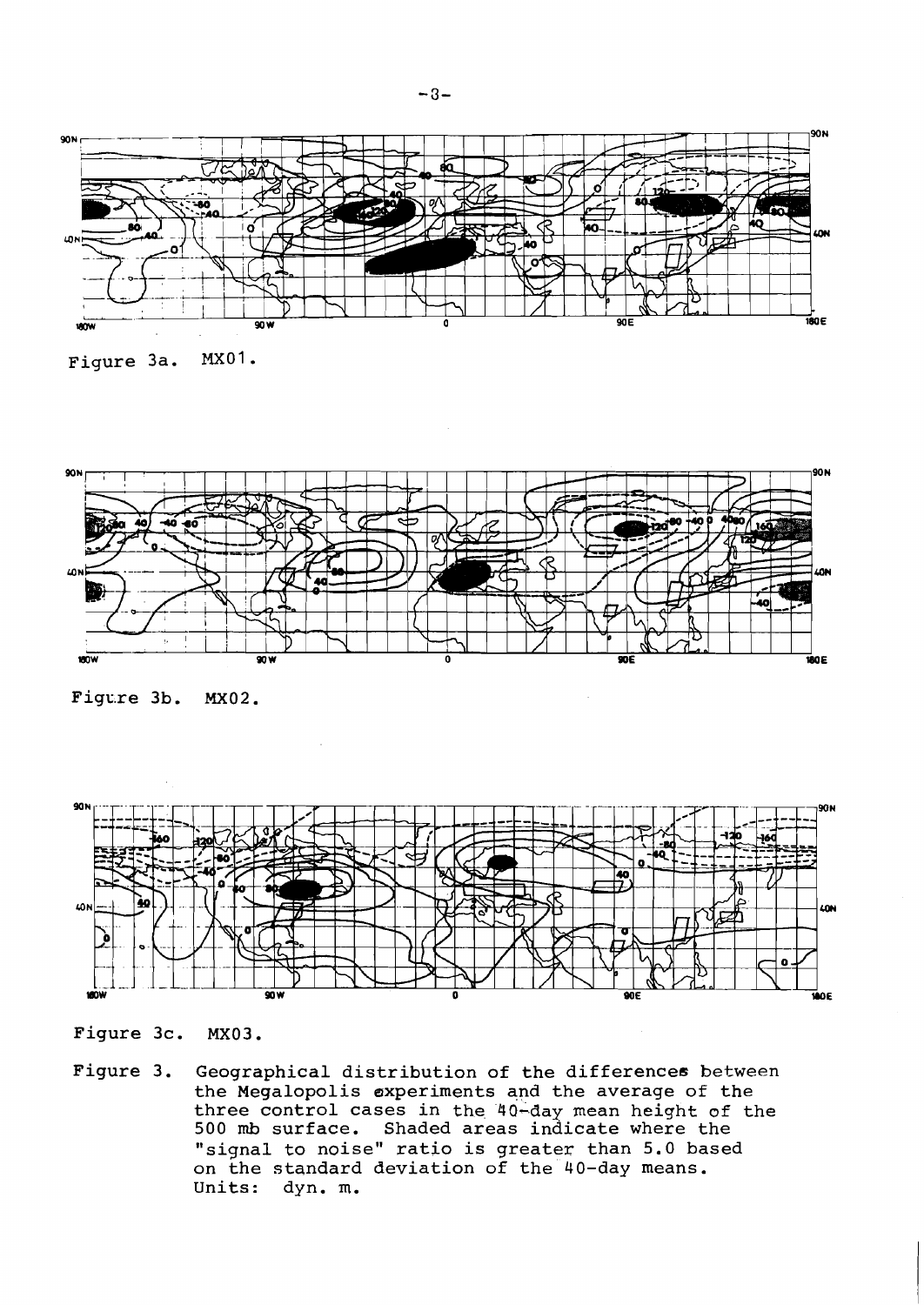Figure 3a. MX01.

Figure 3b. MX02.

Figure 3c. MX03.

Figure 3. Geographical distribution of the differences between the Megalopolis experiments and the average of the three control cases in the 40-day mean height of the 500 mb surface. Shaded areas indicate where the "signal to noise" ratio is greater than 5.0 based on the standard deviation of the 40-day means. Units: dyn. m.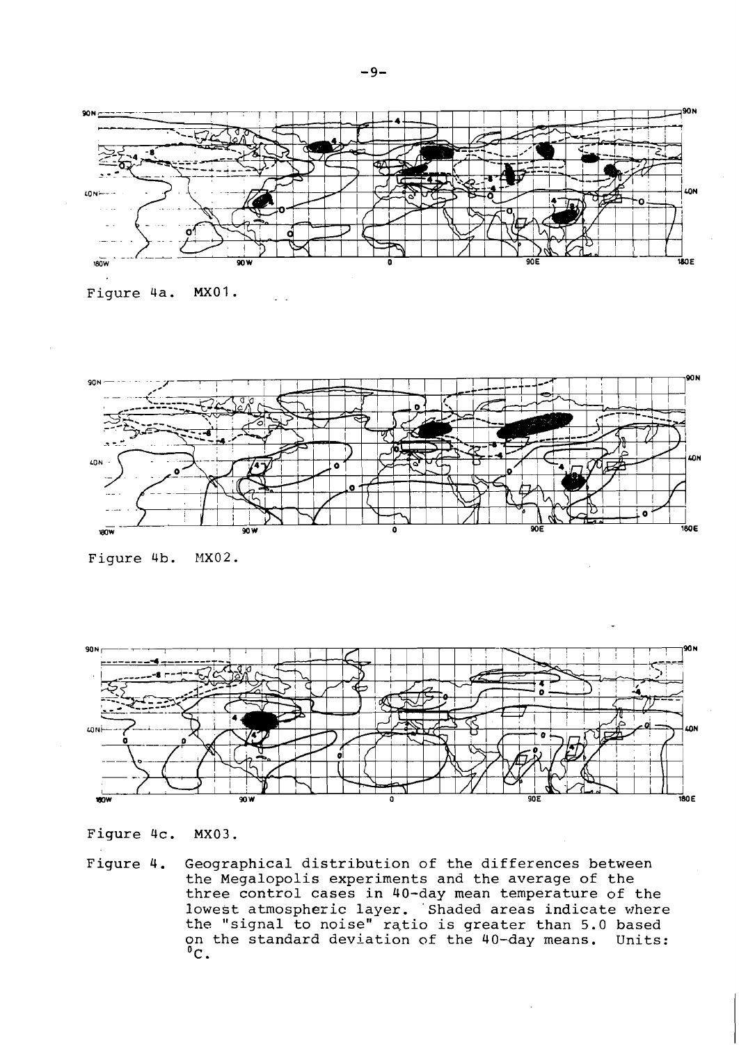Figure 4a. MX01.

Figure 4b. MX02.

Figure 4c. MX03.

Figure 4. Geographical distribution of the differences between the Megalopolis experiments and the average of the three control cases in 40-day mean temperature of the lowest atmospheric layer. Shaded areas indicate where the "signal to noise" ratio is greater than 5.0 based on the standard deviation of the 40-day means. Units: $^{0}C$.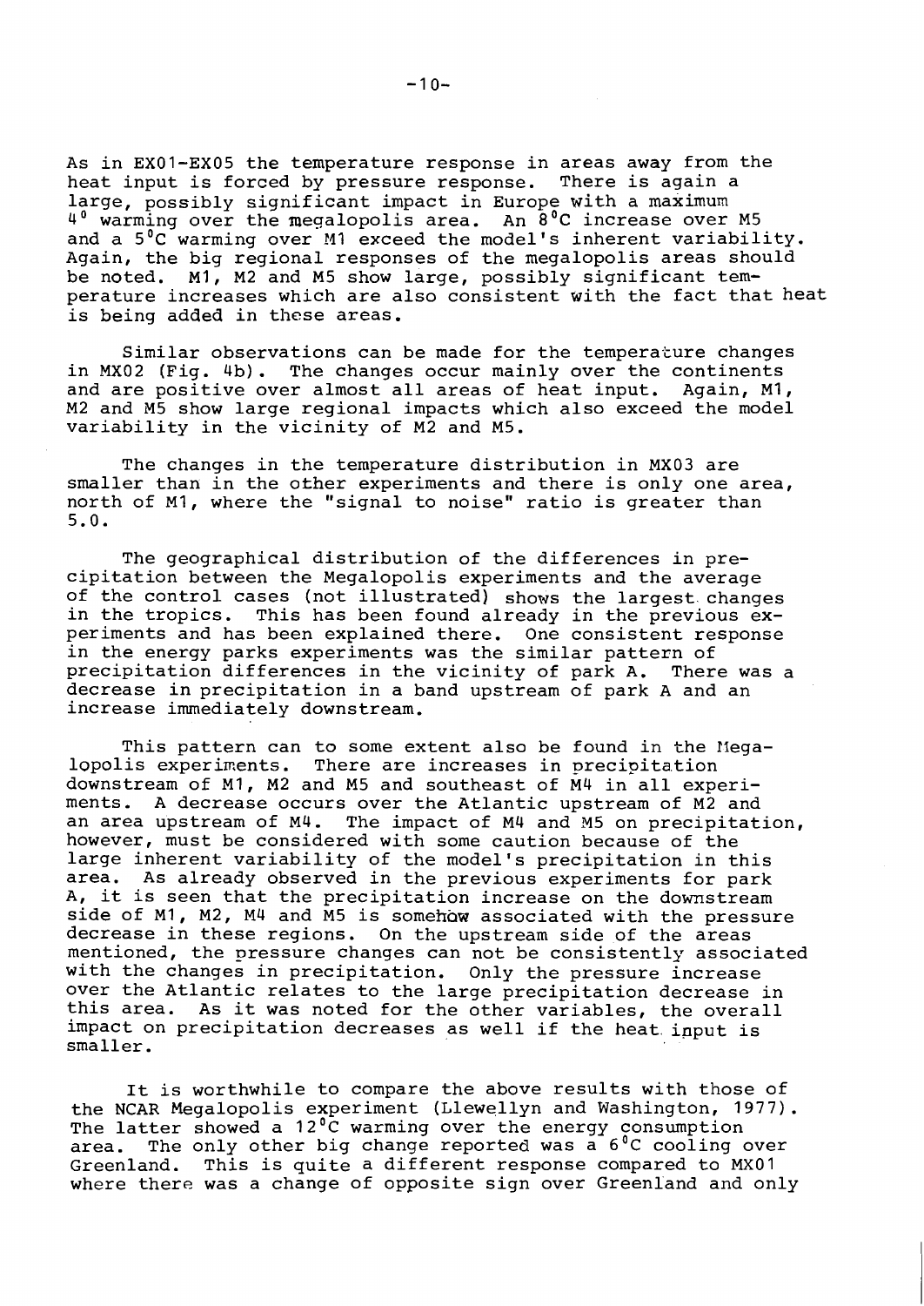As in EX01-EX05 the temperature response in areas away from the heat input is forced by pressure response. There is again a large, possibly significant impact in Europe with a maximum 4° warming over the megalopolis area. An 8°C increase over M5 and a 5°C warming over M1 exceed the model's inherent variability. Again, the big regional responses of the megalopolis areas should be noted. M1, M2 and M5 show large, possibly significant temperature increases which are also consistent with the fact that heat is being added in these areas.

Similar observations can be made for the temperature changes in MX02 (Fig. 4b). The changes occur mainly over the continents and are positive over almost all areas of heat input. Again, M1, M2 and M5 show large regional impacts which also exceed the model variability in the vicinity of M2 and M5.

The changes in the temperature distribution in MX03 are smaller than in the other experiments and there is only one area, north of M1, where the "signal to noise" ratio is greater than 5.0.

The geographical distribution of the differences in precipitation between the Megalopolis experiments and the average of the control cases (not illustrated) shows the largest changes in the tropics. This has been found already in the previous experiments and has been explained there. One consistent response in the energy parks experiments was the similar pattern of precipitation differences in the vicinity of park A. There was a decrease in precipitation in a band upstream of park A and an increase immediately downstream.

This pattern can to some extent also be found in the Megalopolis experiments. There are increases in precipitation downstream of M1, M2 and M5 and southeast of M4 in all experiments. A decrease occurs over the Atlantic upstream of M2 and an area upstream of M4. The impact of M4 and M5 on precipitation, however, must be considered with some caution because of the large inherent variability of the model's precipitation in this area. As already observed in the previous experiments for park A, it is seen that the precipitation increase on the downstream side of M1, M2, M4 and M5 is somehow associated with the pressure decrease in these regions. On the upstream side of the areas mentioned, the pressure changes can not be consistently associated with the changes in precipitation. Only the pressure increase over the Atlantic relates to the large precipitation decrease in this area. As it was noted for the other variables, the overall impact on precipitation decreases as well if the heat input is smaller.

It is worthwhile to compare the above results with those of the NCAR Megalopolis experiment (Llewellyn and Washington, 1977). The latter showed a 12°C warming over the energy consumption area. The only other big change reported was a 6°C cooling over Greenland. This is quite a different response compared to MX01 where there was a change of opposite sign over Greenland and only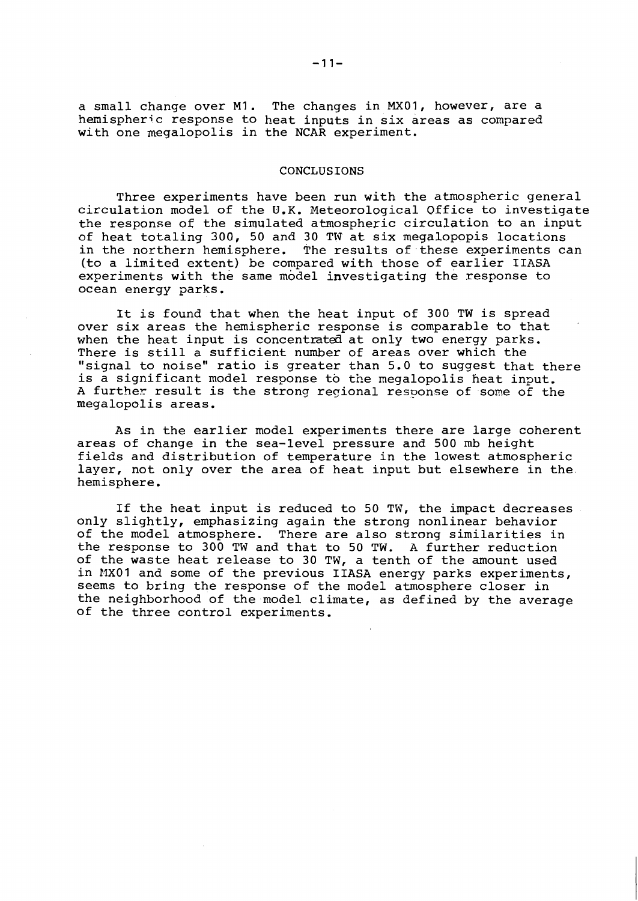a small change over M1. The changes in MX01, however, are a hemispheric response to heat inputs in six areas as compared with one megalopolis in the NCAR experiment.

## CONCLUSIONS

Three experiments have been run with the atmospheric general circulation model of the U.K. Meteorological Office to investigate the response of the simulated atmospheric circulation to an input of heat totaling 300, 50 and 30 TW at six megalopopis locations in the northern hemisphere. The results of these experiments can (to a limited extent) be compared with those of earlier IIASA experiments with the same model investigating the response to ocean energy parks.

It is found that when the heat input of 300 TW is spread over six areas the hemispheric response is comparable to that when the heat input is concentrated at only two energy parks. There is still a sufficient number of areas over which the "signal to noise" ratio is greater than 5.0 to suggest that there is a significant model response to the megalopolis heat input. A further result is the strong regional response of some of the megalopolis areas.

As in the earlier model experiments there are large coherent areas of change in the sea-level pressure and 500 mb height fields and distribution of temperature in the lowest atmospheric layer, not only over the area of heat input but elsewhere in the hemisphere.

If the heat input is reduced to 50 TW, the impact decreases only slightly, emphasizing again the strong nonlinear behavior of the model atmosphere. There are also strong similarities in the response to 300 TW and that to 50 TW. A further reduction of the waste heat release to 30 TW, a tenth of the amount used in MX01 and some of the previous IIASA energy parks experiments, seems to bring the response of the model atmosphere closer in the neighborhood of the model climate, as defined by the average of the three control experiments.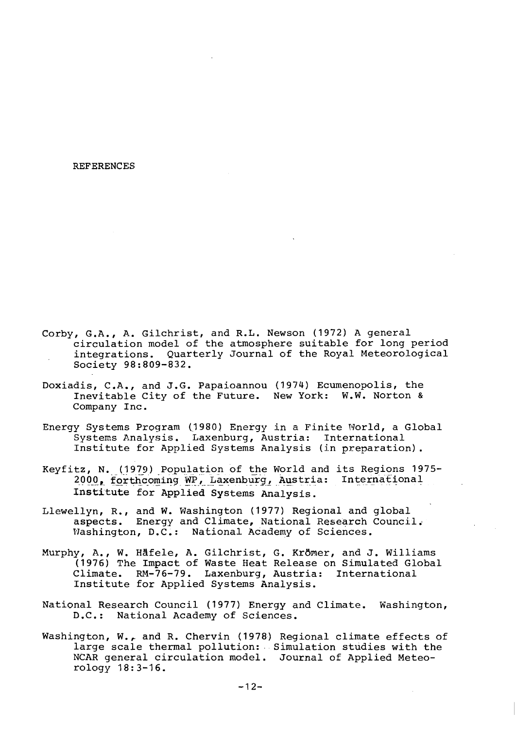# REFERENCES

Corby, G.A., A. Gilchrist, and R.L. Newson (1972) A general circulation model of the atmosphere suitable for long period integrations. Quarterly Journal of the Royal Meteorological Society 98:809-832.

Doxiadis, C.A., and J.G. Papaioannou (1974) Ecumenopolis, the Inevitable City of the Future. New York: W.W. Norton & Company Inc.

Energy Systems Program (1980) Energy in a Finite World, a Global Systems Analysis. Laxenburg, Austria: International Institute for Applied Systems Analysis (in preparation).

Keyfitz, N. (1979) Population of the World and its Regions 1975-2000, forthcoming WP, Laxenburg, Austria: International Institute for Applied Systems Analysis.

Llewellyn, R., and W. Washington (1977) Regional and global aspects. Energy and Climate, National Research Council. Washington, D.C.: National Academy of Sciences.

Murphy, A., W. Häfele, A. Gilchrist, G. Krömer, and J. Williams (1976) The Impact of Waste Heat Release on Simulated Global Climate. RM-76-79. Laxenburg, Austria: International Institute for Applied Systems Analysis.

National Research Council (1977) Energy and Climate. Washington, D.C.: National Academy of Sciences.

Washington, W., and R. Chervin (1978) Regional climate effects of large scale thermal pollution: Simulation studies with the NCAR general circulation model. Journal of Applied Meteorology 18:3-16.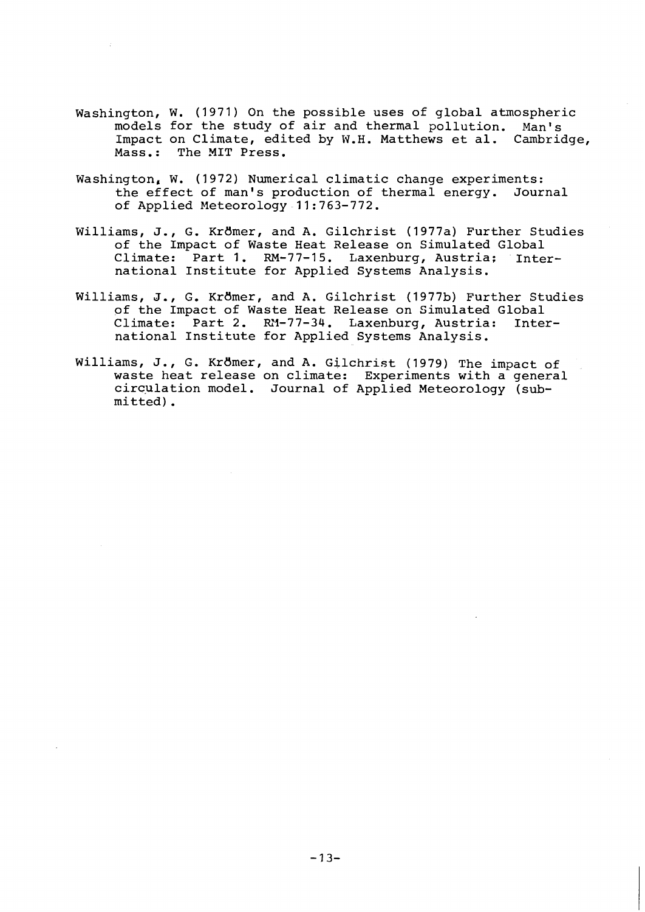Washington, W. (1971) On the possible uses of global atmospheric models for the study of air and thermal pollution. Man's Impact on Climate, edited by W.H. Matthews et al. Cambridge, Mass.: The MIT Press.

Washington, W. (1972) Numerical climatic change experiments: the effect of man's production of thermal energy. Journal of Applied Meteorology 11:763-772.

Williams, J., G. Krömer, and A. Gilchrist (1977a) Further Studies of the Impact of Waste Heat Release on Simulated Global Climate: Part 1. RM-77-15. Laxenburg, Austria: International Institute for Applied Systems Analysis.

Williams, J., G. Krömer, and A. Gilchrist (1977b) Further Studies of the Impact of Waste Heat Release on Simulated Global Climate: Part 2. RM-77-34. Laxenburg, Austria: International Institute for Applied Systems Analysis.

Williams, J., G. Krömer, and A. Gilchrist (1979) The impact of waste heat release on climate: Experiments with a general circulation model. Journal of Applied Meteorology (submitted).